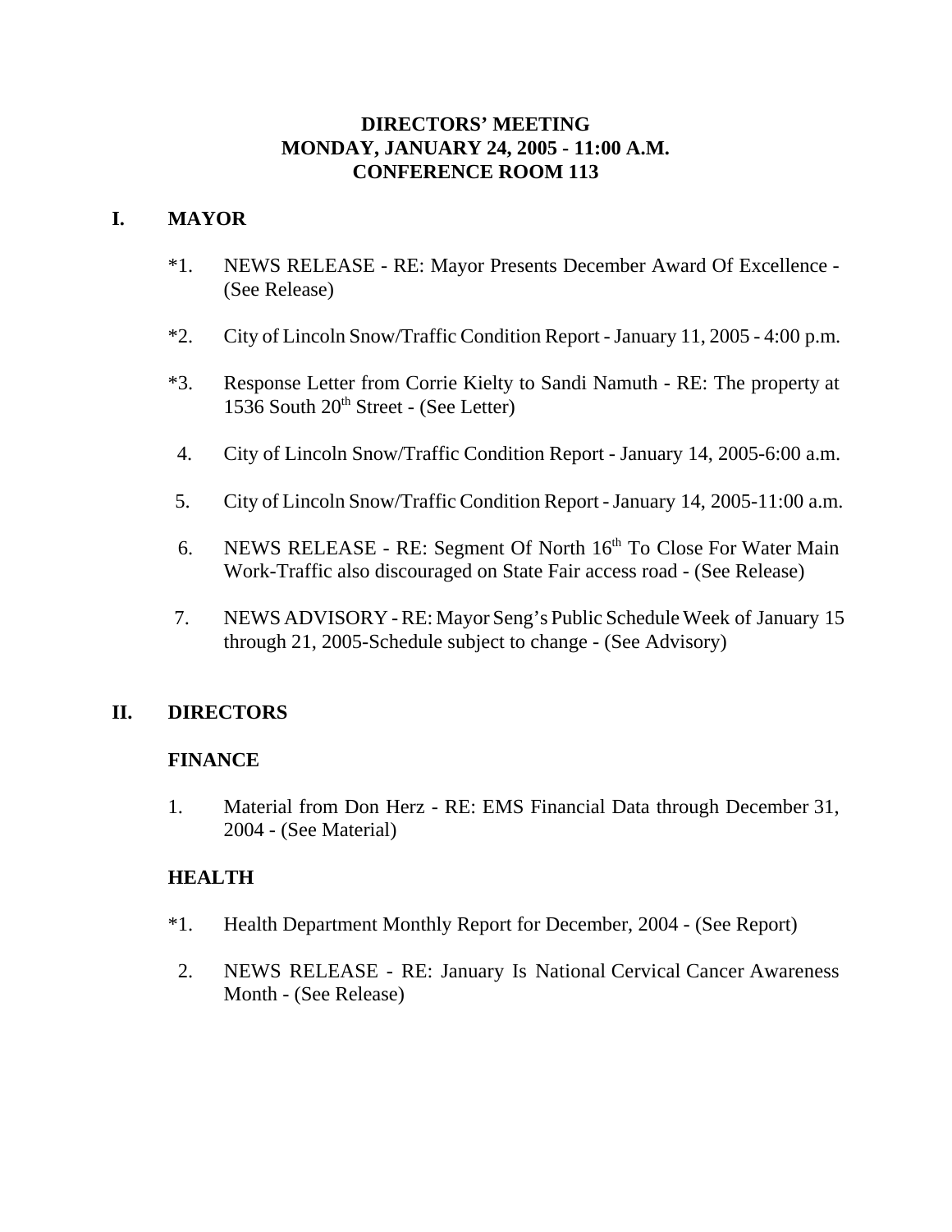# DIRECTORS' MEETING
# MONDAY, JANUARY 24, 2005 - 11:00 A.M.
# CONFERENCE ROOM 113

## I. MAYOR

*1. NEWS RELEASE - RE: Mayor Presents December Award Of Excellence - (See Release)

*2. City of Lincoln Snow/Traffic Condition Report - January 11, 2005 - 4:00 p.m.

*3. Response Letter from Corrie Kielty to Sandi Namuth - RE: The property at 1536 South 20th Street - (See Letter)

4. City of Lincoln Snow/Traffic Condition Report - January 14, 2005-6:00 a.m.

5. City of Lincoln Snow/Traffic Condition Report - January 14, 2005-11:00 a.m.

6. NEWS RELEASE - RE: Segment Of North 16th To Close For Water Main Work-Traffic also discouraged on State Fair access road - (See Release)

7. NEWS ADVISORY - RE: Mayor Seng's Public Schedule Week of January 15 through 21, 2005-Schedule subject to change - (See Advisory)

## II. DIRECTORS

### FINANCE

1. Material from Don Herz - RE: EMS Financial Data through December 31, 2004 - (See Material)

### HEALTH

*1. Health Department Monthly Report for December, 2004 - (See Report)

2. NEWS RELEASE - RE: January Is National Cervical Cancer Awareness Month - (See Release)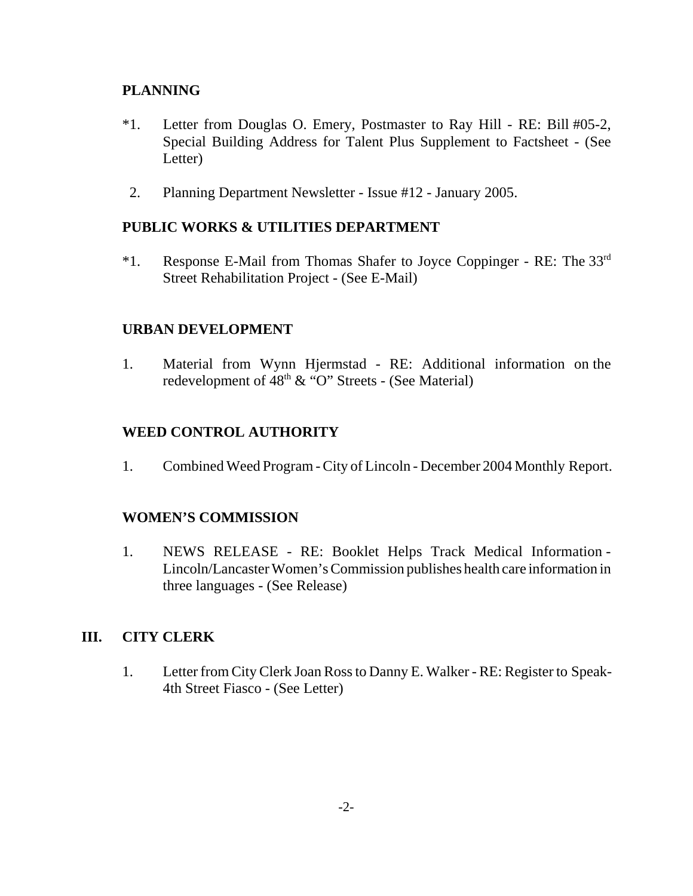## PLANNING

*1. Letter from Douglas O. Emery, Postmaster to Ray Hill - RE: Bill #05-2, Special Building Address for Talent Plus Supplement to Factsheet - (See Letter)

2. Planning Department Newsletter - Issue #12 - January 2005.

## PUBLIC WORKS & UTILITIES DEPARTMENT

*1. Response E-Mail from Thomas Shafer to Joyce Coppinger - RE: The 33rd Street Rehabilitation Project - (See E-Mail)

## URBAN DEVELOPMENT

1. Material from Wynn Hjermstad - RE: Additional information on the redevelopment of 48th & "O" Streets - (See Material)

## WEED CONTROL AUTHORITY

1. Combined Weed Program - City of Lincoln - December 2004 Monthly Report.

## WOMEN'S COMMISSION

1. NEWS RELEASE - RE: Booklet Helps Track Medical Information - Lincoln/Lancaster Women's Commission publishes health care information in three languages - (See Release)

# III. CITY CLERK

1. Letter from City Clerk Joan Ross to Danny E. Walker - RE: Register to Speak-4th Street Fiasco - (See Letter)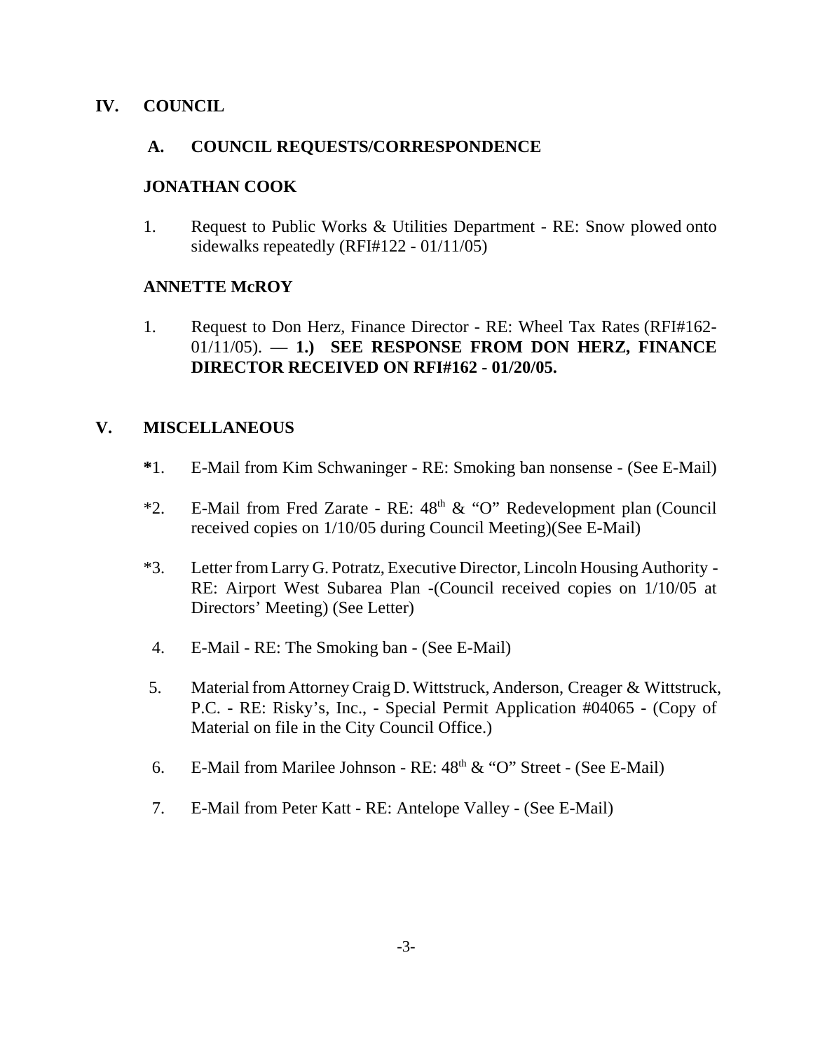## IV. COUNCIL

### A. COUNCIL REQUESTS/CORRESPONDENCE

#### JONATHAN COOK

1. Request to Public Works & Utilities Department - RE: Snow plowed onto sidewalks repeatedly (RFI#122 - 01/11/05)

#### ANNETTE McROY

1. Request to Don Herz, Finance Director - RE: Wheel Tax Rates (RFI#162- 01/11/05). — **1.) SEE RESPONSE FROM DON HERZ, FINANCE DIRECTOR RECEIVED ON RFI#162 - 01/20/05.**

## V. MISCELLANEOUS

**\***1. E-Mail from Kim Schwaninger - RE: Smoking ban nonsense - (See E-Mail)

*2. E-Mail from Fred Zarate - RE: 48th & "O" Redevelopment plan (Council received copies on 1/10/05 during Council Meeting)(See E-Mail)

*3. Letter from Larry G. Potratz, Executive Director, Lincoln Housing Authority - RE: Airport West Subarea Plan -(Council received copies on 1/10/05 at Directors' Meeting) (See Letter)

4. E-Mail - RE: The Smoking ban - (See E-Mail)

5. Material from Attorney Craig D. Wittstruck, Anderson, Creager & Wittstruck, P.C. - RE: Risky's, Inc., - Special Permit Application #04065 - (Copy of Material on file in the City Council Office.)

6. E-Mail from Marilee Johnson - RE: 48th & "O" Street - (See E-Mail)

7. E-Mail from Peter Katt - RE: Antelope Valley - (See E-Mail)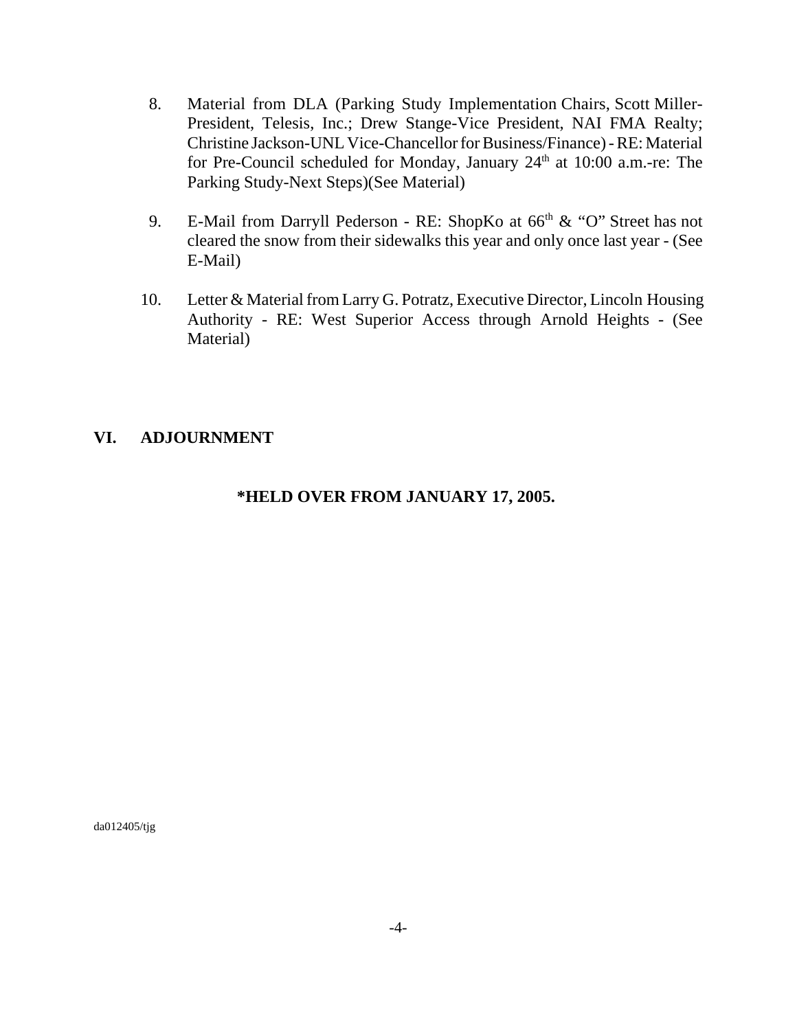8. Material from DLA (Parking Study Implementation Chairs, Scott Miller-President, Telesis, Inc.; Drew Stange-Vice President, NAI FMA Realty; Christine Jackson-UNL Vice-Chancellor for Business/Finance) - RE: Material for Pre-Council scheduled for Monday, January 24th at 10:00 a.m.-re: The Parking Study-Next Steps)(See Material)

9. E-Mail from Darryll Pederson - RE: ShopKo at 66th & "O" Street has not cleared the snow from their sidewalks this year and only once last year - (See E-Mail)

10. Letter & Material from Larry G. Potratz, Executive Director, Lincoln Housing Authority - RE: West Superior Access through Arnold Heights - (See Material)

## VI. ADJOURNMENT

**\*HELD OVER FROM JANUARY 17, 2005.**

da012405/tjg